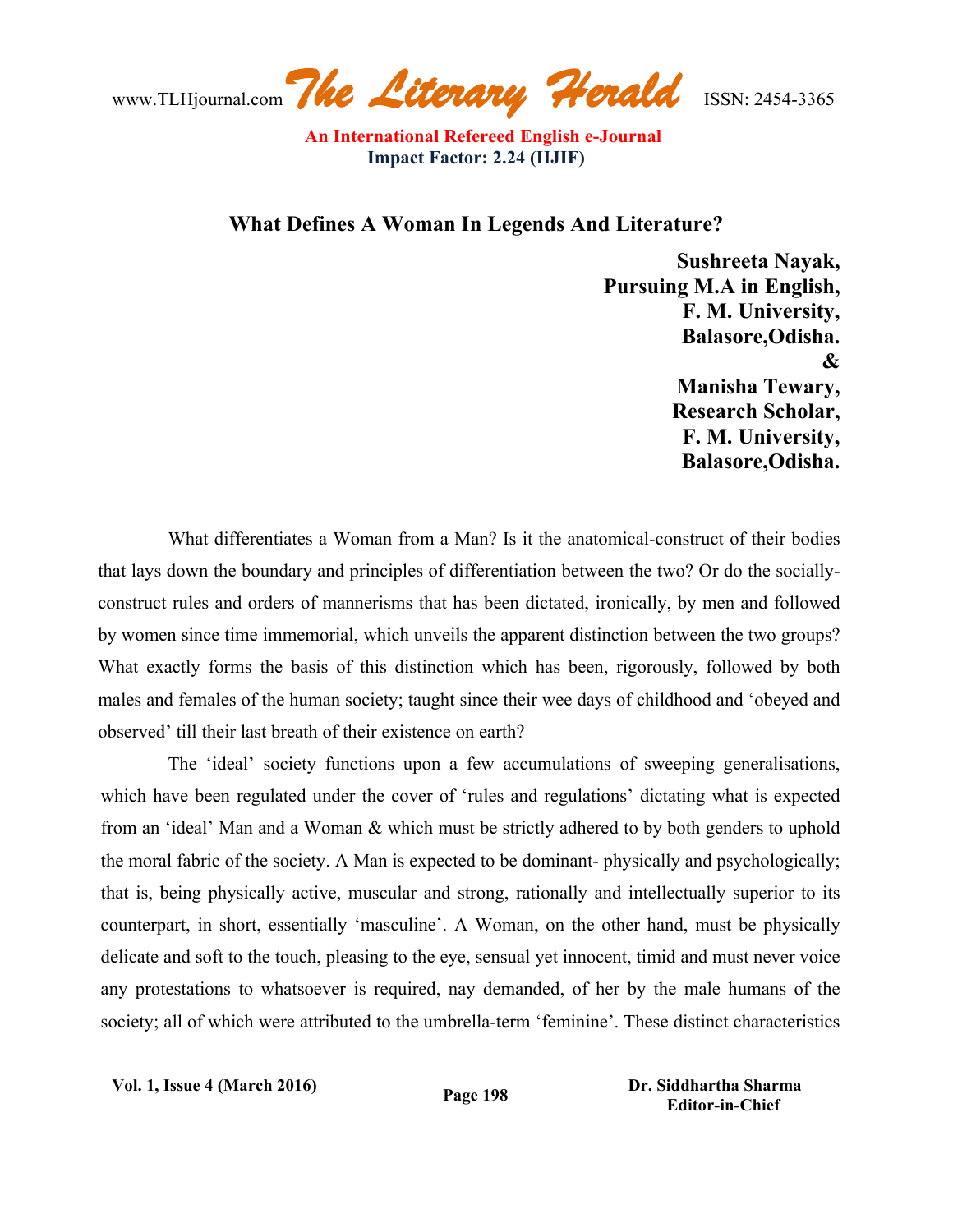# What Defines A Woman In Legends And Literature?

**Sushreeta Nayak,**
**Pursuing M.A in English,**
**F. M. University,**
**Balasore,Odisha.**
**&**
**Manisha Tewary,**
**Research Scholar,**
**F. M. University,**
**Balasore,Odisha.**

What differentiates a Woman from a Man? Is it the anatomical-construct of their bodies that lays down the boundary and principles of differentiation between the two? Or do the socially-construct rules and orders of mannerisms that has been dictated, ironically, by men and followed by women since time immemorial, which unveils the apparent distinction between the two groups? What exactly forms the basis of this distinction which has been, rigorously, followed by both males and females of the human society; taught since their wee days of childhood and 'obeyed and observed' till their last breath of their existence on earth?

The 'ideal' society functions upon a few accumulations of sweeping generalisations, which have been regulated under the cover of 'rules and regulations' dictating what is expected from an 'ideal' Man and a Woman & which must be strictly adhered to by both genders to uphold the moral fabric of the society. A Man is expected to be dominant- physically and psychologically; that is, being physically active, muscular and strong, rationally and intellectually superior to its counterpart, in short, essentially 'masculine'. A Woman, on the other hand, must be physically delicate and soft to the touch, pleasing to the eye, sensual yet innocent, timid and must never voice any protestations to whatsoever is required, nay demanded, of her by the male humans of the society; all of which were attributed to the umbrella-term 'feminine'. These distinct characteristics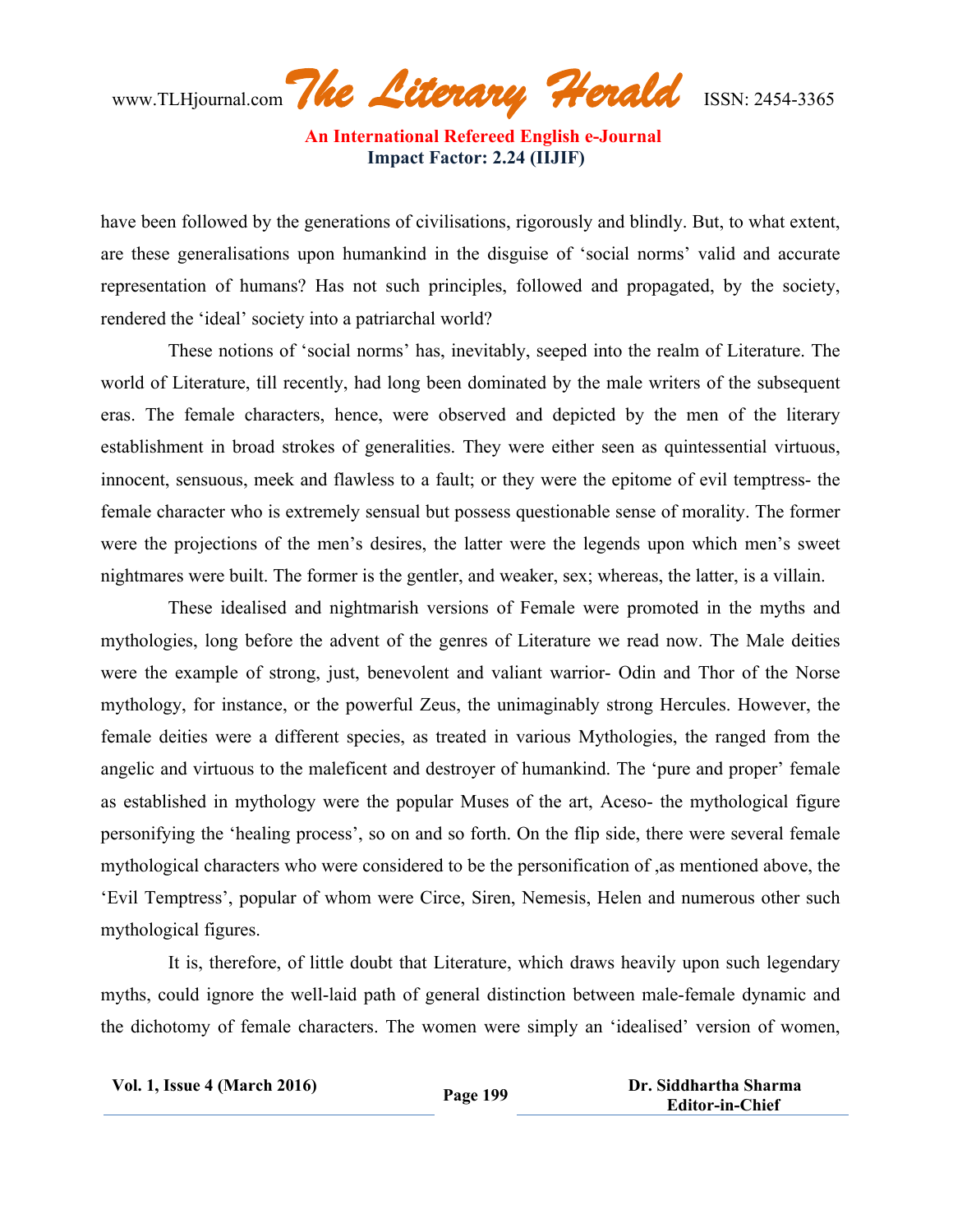have been followed by the generations of civilisations, rigorously and blindly. But, to what extent, are these generalisations upon humankind in the disguise of 'social norms' valid and accurate representation of humans? Has not such principles, followed and propagated, by the society, rendered the 'ideal' society into a patriarchal world?

These notions of 'social norms' has, inevitably, seeped into the realm of Literature. The world of Literature, till recently, had long been dominated by the male writers of the subsequent eras. The female characters, hence, were observed and depicted by the men of the literary establishment in broad strokes of generalities. They were either seen as quintessential virtuous, innocent, sensuous, meek and flawless to a fault; or they were the epitome of evil temptress- the female character who is extremely sensual but possess questionable sense of morality. The former were the projections of the men's desires, the latter were the legends upon which men's sweet nightmares were built. The former is the gentler, and weaker, sex; whereas, the latter, is a villain.

These idealised and nightmarish versions of Female were promoted in the myths and mythologies, long before the advent of the genres of Literature we read now. The Male deities were the example of strong, just, benevolent and valiant warrior- Odin and Thor of the Norse mythology, for instance, or the powerful Zeus, the unimaginably strong Hercules. However, the female deities were a different species, as treated in various Mythologies, the ranged from the angelic and virtuous to the maleficent and destroyer of humankind. The 'pure and proper' female as established in mythology were the popular Muses of the art, Aceso- the mythological figure personifying the 'healing process', so on and so forth. On the flip side, there were several female mythological characters who were considered to be the personification of ,as mentioned above, the 'Evil Temptress', popular of whom were Circe, Siren, Nemesis, Helen and numerous other such mythological figures.

It is, therefore, of little doubt that Literature, which draws heavily upon such legendary myths, could ignore the well-laid path of general distinction between male-female dynamic and the dichotomy of female characters. The women were simply an 'idealised' version of women,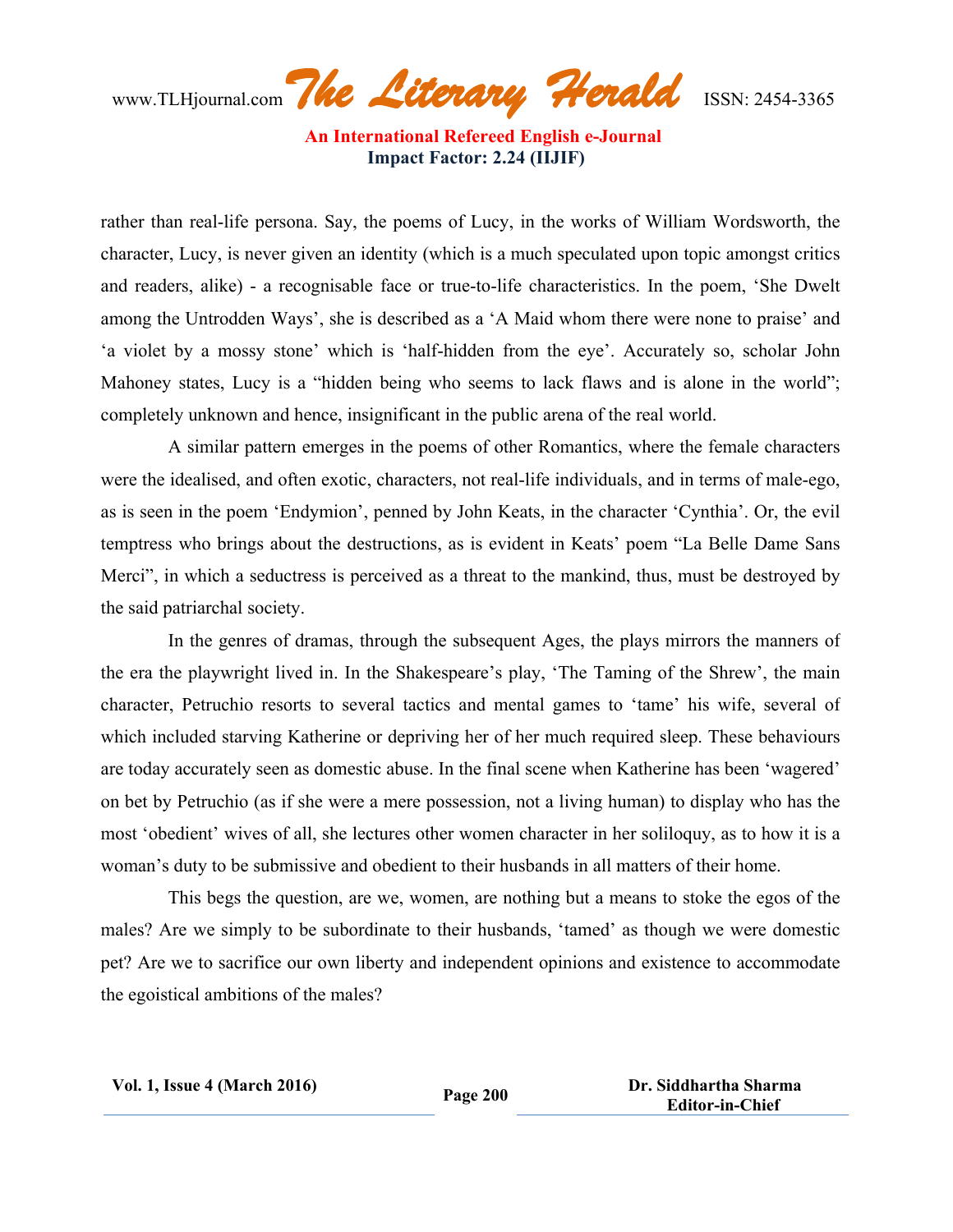rather than real-life persona. Say, the poems of Lucy, in the works of William Wordsworth, the character, Lucy, is never given an identity (which is a much speculated upon topic amongst critics and readers, alike) - a recognisable face or true-to-life characteristics. In the poem, 'She Dwelt among the Untrodden Ways', she is described as a 'A Maid whom there were none to praise' and 'a violet by a mossy stone' which is 'half-hidden from the eye'. Accurately so, scholar John Mahoney states, Lucy is a "hidden being who seems to lack flaws and is alone in the world"; completely unknown and hence, insignificant in the public arena of the real world.

A similar pattern emerges in the poems of other Romantics, where the female characters were the idealised, and often exotic, characters, not real-life individuals, and in terms of male-ego, as is seen in the poem 'Endymion', penned by John Keats, in the character 'Cynthia'. Or, the evil temptress who brings about the destructions, as is evident in Keats' poem "La Belle Dame Sans Merci", in which a seductress is perceived as a threat to the mankind, thus, must be destroyed by the said patriarchal society.

In the genres of dramas, through the subsequent Ages, the plays mirrors the manners of the era the playwright lived in. In the Shakespeare's play, 'The Taming of the Shrew', the main character, Petruchio resorts to several tactics and mental games to 'tame' his wife, several of which included starving Katherine or depriving her of her much required sleep. These behaviours are today accurately seen as domestic abuse. In the final scene when Katherine has been 'wagered' on bet by Petruchio (as if she were a mere possession, not a living human) to display who has the most 'obedient' wives of all, she lectures other women character in her soliloquy, as to how it is a woman's duty to be submissive and obedient to their husbands in all matters of their home.

This begs the question, are we, women, are nothing but a means to stoke the egos of the males? Are we simply to be subordinate to their husbands, 'tamed' as though we were domestic pet? Are we to sacrifice our own liberty and independent opinions and existence to accommodate the egoistical ambitions of the males?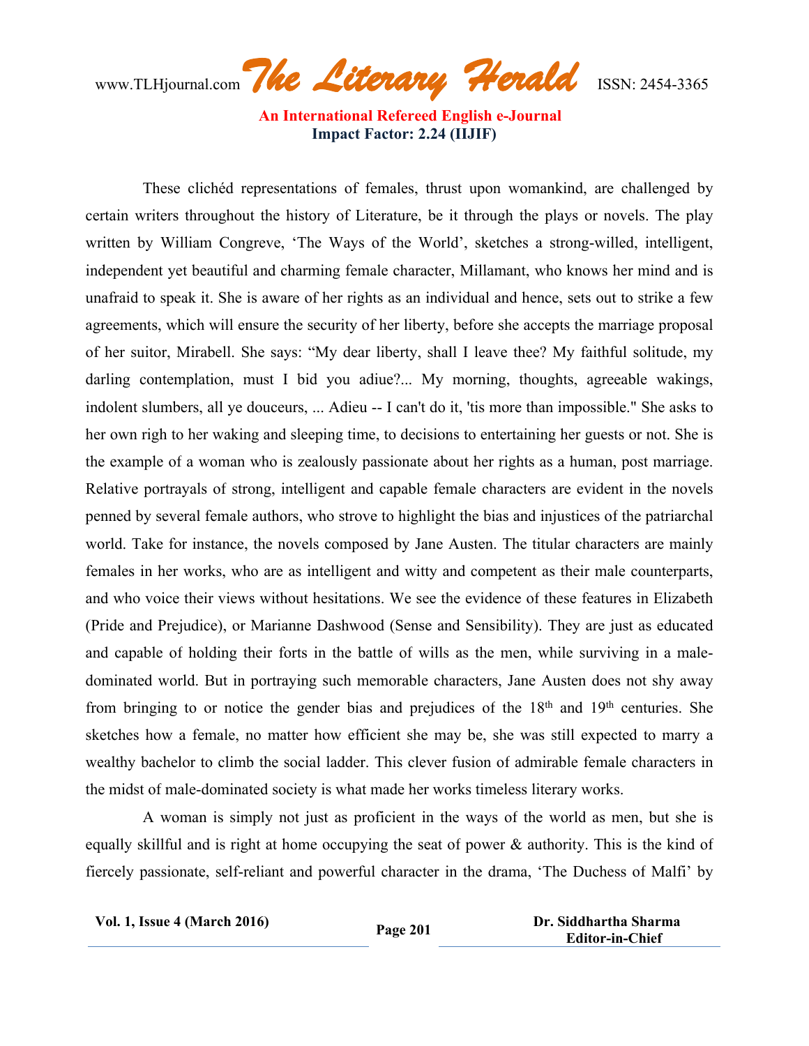These clichéd representations of females, thrust upon womankind, are challenged by certain writers throughout the history of Literature, be it through the plays or novels. The play written by William Congreve, 'The Ways of the World', sketches a strong-willed, intelligent, independent yet beautiful and charming female character, Millamant, who knows her mind and is unafraid to speak it. She is aware of her rights as an individual and hence, sets out to strike a few agreements, which will ensure the security of her liberty, before she accepts the marriage proposal of her suitor, Mirabell. She says: "My dear liberty, shall I leave thee? My faithful solitude, my darling contemplation, must I bid you adiue?... My morning, thoughts, agreeable wakings, indolent slumbers, all ye douceurs, ... Adieu -- I can't do it, 'tis more than impossible." She asks to her own righ to her waking and sleeping time, to decisions to entertaining her guests or not. She is the example of a woman who is zealously passionate about her rights as a human, post marriage. Relative portrayals of strong, intelligent and capable female characters are evident in the novels penned by several female authors, who strove to highlight the bias and injustices of the patriarchal world. Take for instance, the novels composed by Jane Austen. The titular characters are mainly females in her works, who are as intelligent and witty and competent as their male counterparts, and who voice their views without hesitations. We see the evidence of these features in Elizabeth (Pride and Prejudice), or Marianne Dashwood (Sense and Sensibility). They are just as educated and capable of holding their forts in the battle of wills as the men, while surviving in a male-dominated world. But in portraying such memorable characters, Jane Austen does not shy away from bringing to or notice the gender bias and prejudices of the 18th and 19th centuries. She sketches how a female, no matter how efficient she may be, she was still expected to marry a wealthy bachelor to climb the social ladder. This clever fusion of admirable female characters in the midst of male-dominated society is what made her works timeless literary works.

A woman is simply not just as proficient in the ways of the world as men, but she is equally skillful and is right at home occupying the seat of power & authority. This is the kind of fiercely passionate, self-reliant and powerful character in the drama, 'The Duchess of Malfi' by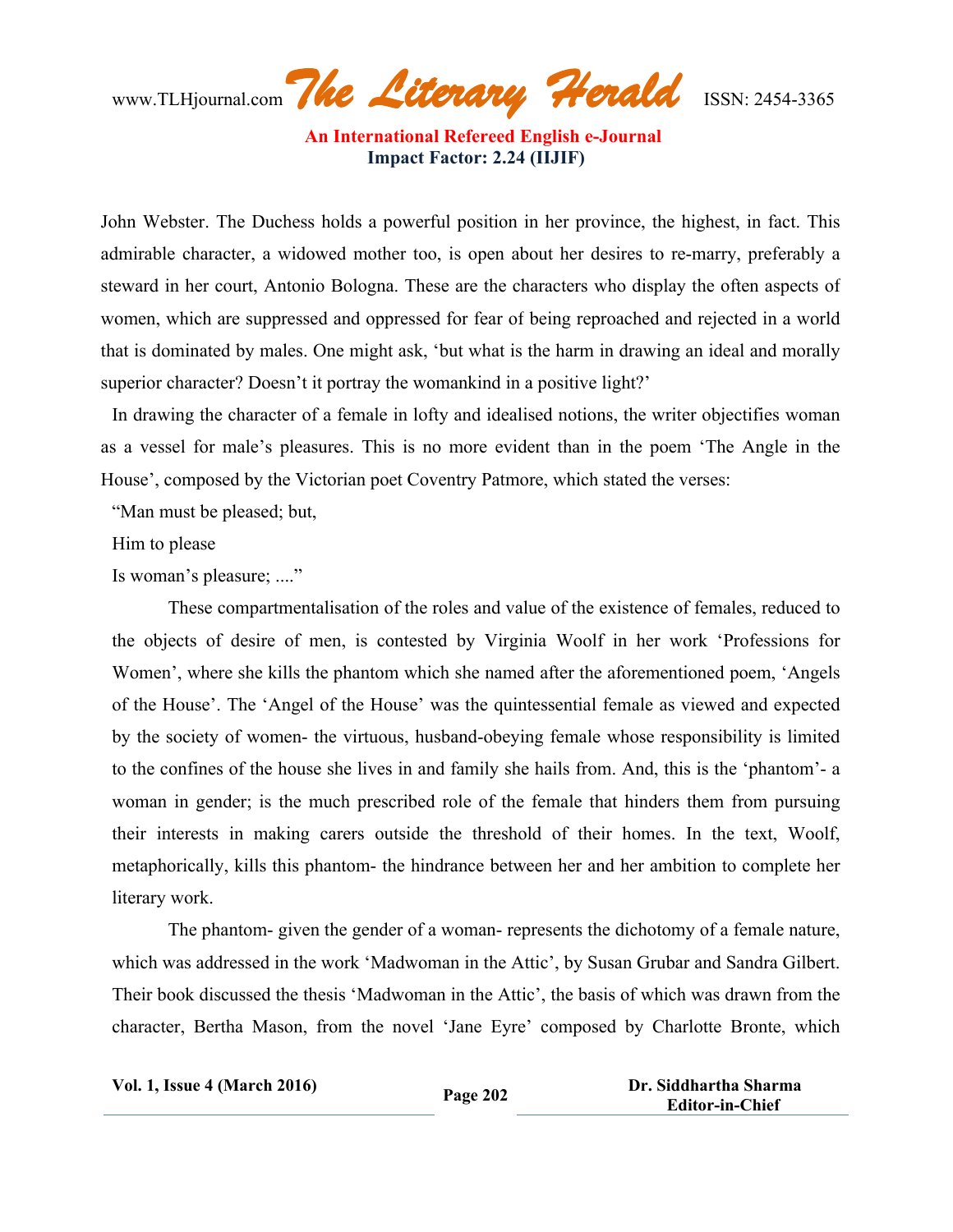John Webster. The Duchess holds a powerful position in her province, the highest, in fact. This admirable character, a widowed mother too, is open about her desires to re-marry, preferably a steward in her court, Antonio Bologna. These are the characters who display the often aspects of women, which are suppressed and oppressed for fear of being reproached and rejected in a world that is dominated by males. One might ask, 'but what is the harm in drawing an ideal and morally superior character? Doesn't it portray the womankind in a positive light?'

In drawing the character of a female in lofty and idealised notions, the writer objectifies woman as a vessel for male's pleasures. This is no more evident than in the poem 'The Angle in the House', composed by the Victorian poet Coventry Patmore, which stated the verses:

"Man must be pleased; but,

Him to please

Is woman's pleasure; ...."

These compartmentalisation of the roles and value of the existence of females, reduced to the objects of desire of men, is contested by Virginia Woolf in her work 'Professions for Women', where she kills the phantom which she named after the aforementioned poem, 'Angels of the House'. The 'Angel of the House' was the quintessential female as viewed and expected by the society of women- the virtuous, husband-obeying female whose responsibility is limited to the confines of the house she lives in and family she hails from. And, this is the 'phantom'- a woman in gender; is the much prescribed role of the female that hinders them from pursuing their interests in making carers outside the threshold of their homes. In the text, Woolf, metaphorically, kills this phantom- the hindrance between her and her ambition to complete her literary work.

The phantom- given the gender of a woman- represents the dichotomy of a female nature, which was addressed in the work 'Madwoman in the Attic', by Susan Grubar and Sandra Gilbert. Their book discussed the thesis 'Madwoman in the Attic', the basis of which was drawn from the character, Bertha Mason, from the novel 'Jane Eyre' composed by Charlotte Bronte, which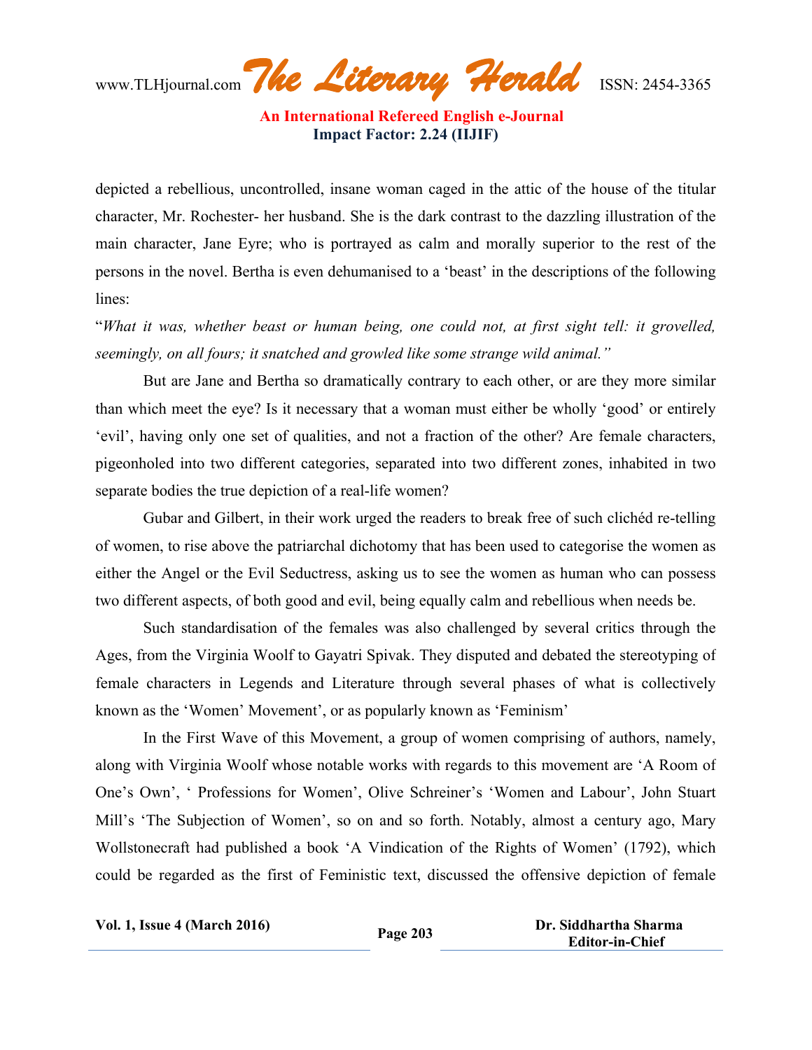depicted a rebellious, uncontrolled, insane woman caged in the attic of the house of the titular character, Mr. Rochester- her husband. She is the dark contrast to the dazzling illustration of the main character, Jane Eyre; who is portrayed as calm and morally superior to the rest of the persons in the novel. Bertha is even dehumanised to a 'beast' in the descriptions of the following lines:

"*What it was, whether beast or human being, one could not, at first sight tell: it grovelled, seemingly, on all fours; it snatched and growled like some strange wild animal."*

But are Jane and Bertha so dramatically contrary to each other, or are they more similar than which meet the eye? Is it necessary that a woman must either be wholly 'good' or entirely 'evil', having only one set of qualities, and not a fraction of the other? Are female characters, pigeonholed into two different categories, separated into two different zones, inhabited in two separate bodies the true depiction of a real-life women?

Gubar and Gilbert, in their work urged the readers to break free of such clichéd re-telling of women, to rise above the patriarchal dichotomy that has been used to categorise the women as either the Angel or the Evil Seductress, asking us to see the women as human who can possess two different aspects, of both good and evil, being equally calm and rebellious when needs be.

Such standardisation of the females was also challenged by several critics through the Ages, from the Virginia Woolf to Gayatri Spivak. They disputed and debated the stereotyping of female characters in Legends and Literature through several phases of what is collectively known as the 'Women' Movement', or as popularly known as 'Feminism'

In the First Wave of this Movement, a group of women comprising of authors, namely, along with Virginia Woolf whose notable works with regards to this movement are 'A Room of One's Own', ' Professions for Women', Olive Schreiner's 'Women and Labour', John Stuart Mill's 'The Subjection of Women', so on and so forth. Notably, almost a century ago, Mary Wollstonecraft had published a book 'A Vindication of the Rights of Women' (1792), which could be regarded as the first of Feministic text, discussed the offensive depiction of female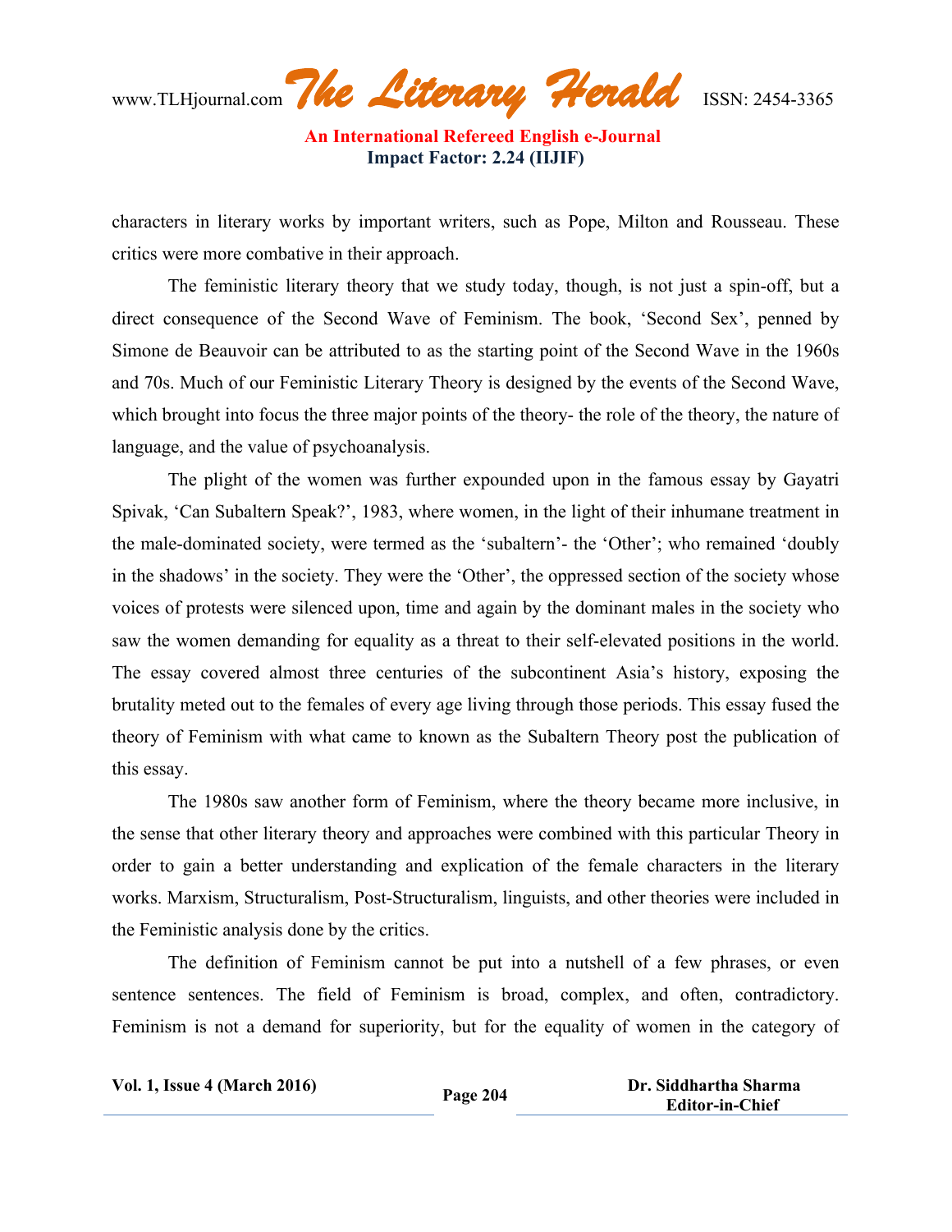characters in literary works by important writers, such as Pope, Milton and Rousseau. These critics were more combative in their approach.

The feministic literary theory that we study today, though, is not just a spin-off, but a direct consequence of the Second Wave of Feminism. The book, 'Second Sex', penned by Simone de Beauvoir can be attributed to as the starting point of the Second Wave in the 1960s and 70s. Much of our Feministic Literary Theory is designed by the events of the Second Wave, which brought into focus the three major points of the theory- the role of the theory, the nature of language, and the value of psychoanalysis.

The plight of the women was further expounded upon in the famous essay by Gayatri Spivak, 'Can Subaltern Speak?', 1983, where women, in the light of their inhumane treatment in the male-dominated society, were termed as the 'subaltern'- the 'Other'; who remained 'doubly in the shadows' in the society. They were the 'Other', the oppressed section of the society whose voices of protests were silenced upon, time and again by the dominant males in the society who saw the women demanding for equality as a threat to their self-elevated positions in the world. The essay covered almost three centuries of the subcontinent Asia's history, exposing the brutality meted out to the females of every age living through those periods. This essay fused the theory of Feminism with what came to known as the Subaltern Theory post the publication of this essay.

The 1980s saw another form of Feminism, where the theory became more inclusive, in the sense that other literary theory and approaches were combined with this particular Theory in order to gain a better understanding and explication of the female characters in the literary works. Marxism, Structuralism, Post-Structuralism, linguists, and other theories were included in the Feministic analysis done by the critics.

The definition of Feminism cannot be put into a nutshell of a few phrases, or even sentence sentences. The field of Feminism is broad, complex, and often, contradictory. Feminism is not a demand for superiority, but for the equality of women in the category of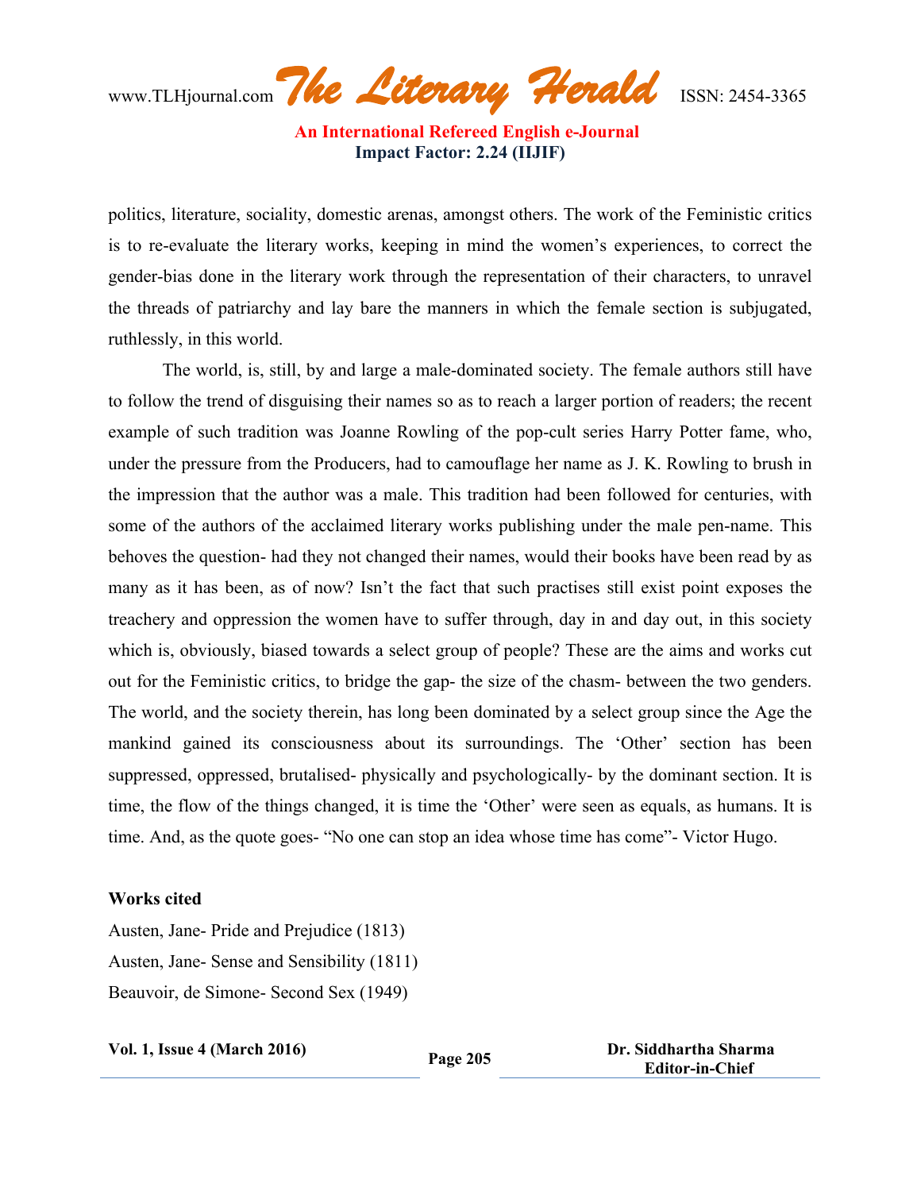politics, literature, sociality, domestic arenas, amongst others. The work of the Feministic critics is to re-evaluate the literary works, keeping in mind the women's experiences, to correct the gender-bias done in the literary work through the representation of their characters, to unravel the threads of patriarchy and lay bare the manners in which the female section is subjugated, ruthlessly, in this world.

The world, is, still, by and large a male-dominated society. The female authors still have to follow the trend of disguising their names so as to reach a larger portion of readers; the recent example of such tradition was Joanne Rowling of the pop-cult series Harry Potter fame, who, under the pressure from the Producers, had to camouflage her name as J. K. Rowling to brush in the impression that the author was a male. This tradition had been followed for centuries, with some of the authors of the acclaimed literary works publishing under the male pen-name. This behoves the question- had they not changed their names, would their books have been read by as many as it has been, as of now? Isn't the fact that such practises still exist point exposes the treachery and oppression the women have to suffer through, day in and day out, in this society which is, obviously, biased towards a select group of people? These are the aims and works cut out for the Feministic critics, to bridge the gap- the size of the chasm- between the two genders. The world, and the society therein, has long been dominated by a select group since the Age the mankind gained its consciousness about its surroundings. The 'Other' section has been suppressed, oppressed, brutalised- physically and psychologically- by the dominant section. It is time, the flow of the things changed, it is time the 'Other' were seen as equals, as humans. It is time. And, as the quote goes- "No one can stop an idea whose time has come"- Victor Hugo.

**Works cited**

Austen, Jane- Pride and Prejudice (1813)

Austen, Jane- Sense and Sensibility (1811)

Beauvoir, de Simone- Second Sex (1949)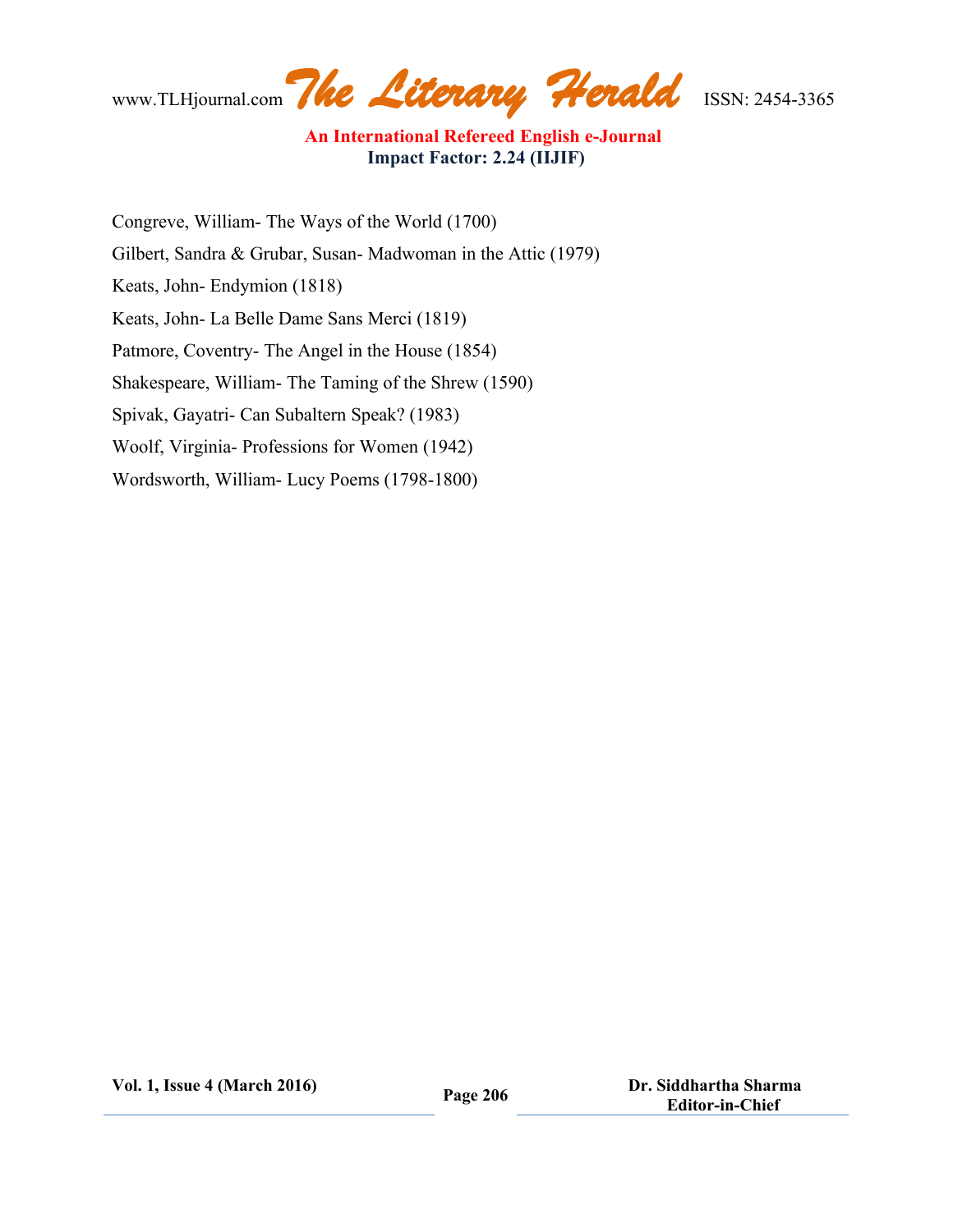Congreve, William- The Ways of the World (1700)

Gilbert, Sandra & Grubar, Susan- Madwoman in the Attic (1979)

Keats, John- Endymion (1818)

Keats, John- La Belle Dame Sans Merci (1819)

Patmore, Coventry- The Angel in the House (1854)

Shakespeare, William- The Taming of the Shrew (1590)

Spivak, Gayatri- Can Subaltern Speak? (1983)

Woolf, Virginia- Professions for Women (1942)

Wordsworth, William- Lucy Poems (1798-1800)